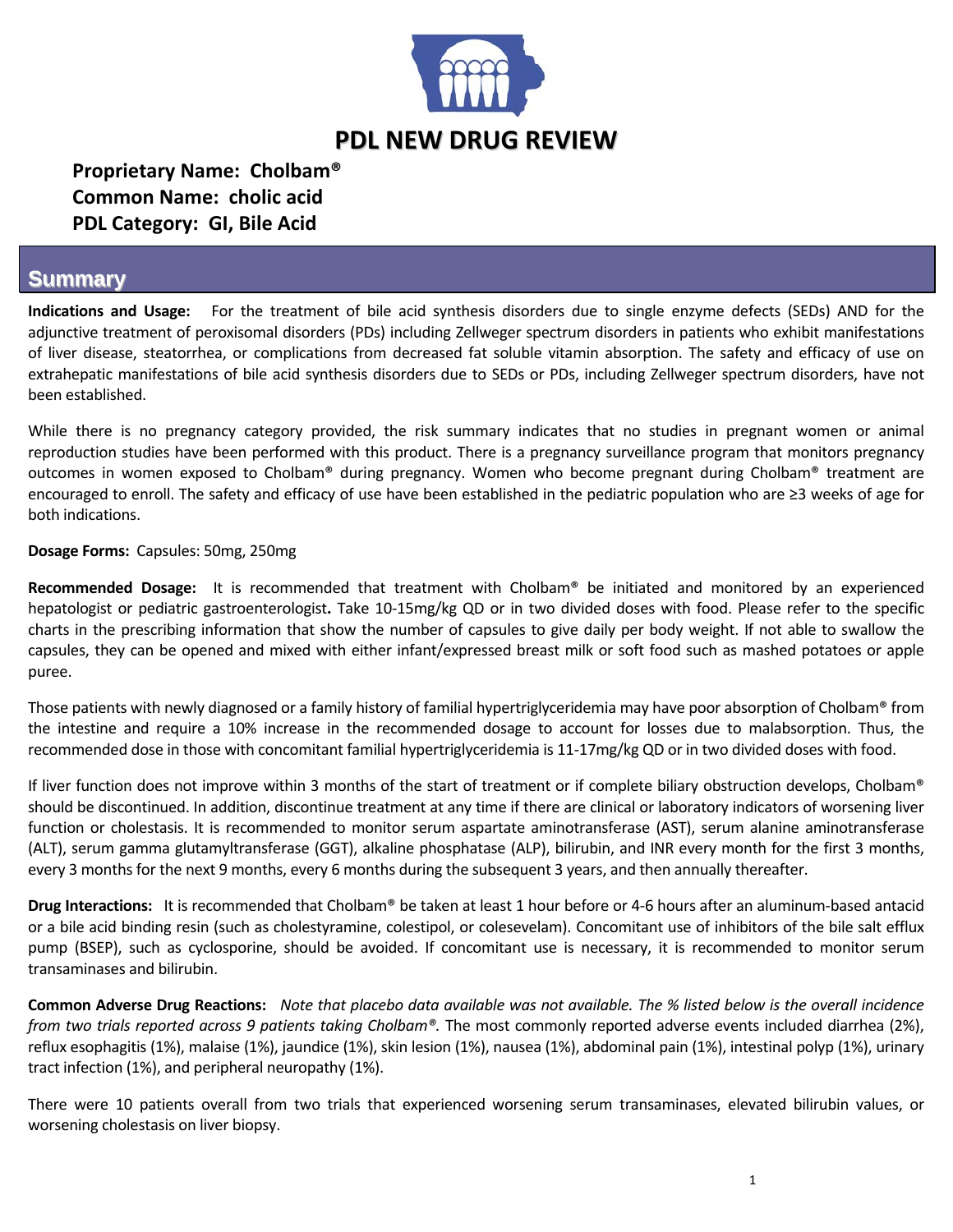# PDL NEW DRUG REVIEW

**Proprietary Name: Cholbam®**
**Common Name: cholic acid**
**PDL Category: GI, Bile Acid**

## Summary

**Indications and Usage:** For the treatment of bile acid synthesis disorders due to single enzyme defects (SEDs) AND for the adjunctive treatment of peroxisomal disorders (PDs) including Zellweger spectrum disorders in patients who exhibit manifestations of liver disease, steatorrhea, or complications from decreased fat soluble vitamin absorption. The safety and efficacy of use on extrahepatic manifestations of bile acid synthesis disorders due to SEDs or PDs, including Zellweger spectrum disorders, have not been established.

While there is no pregnancy category provided, the risk summary indicates that no studies in pregnant women or animal reproduction studies have been performed with this product. There is a pregnancy surveillance program that monitors pregnancy outcomes in women exposed to Cholbam® during pregnancy. Women who become pregnant during Cholbam® treatment are encouraged to enroll. The safety and efficacy of use have been established in the pediatric population who are ≥3 weeks of age for both indications.

**Dosage Forms:** Capsules: 50mg, 250mg

**Recommended Dosage:** It is recommended that treatment with Cholbam® be initiated and monitored by an experienced hepatologist or pediatric gastroenterologist**.** Take 10-15mg/kg QD or in two divided doses with food. Please refer to the specific charts in the prescribing information that show the number of capsules to give daily per body weight. If not able to swallow the capsules, they can be opened and mixed with either infant/expressed breast milk or soft food such as mashed potatoes or apple puree.

Those patients with newly diagnosed or a family history of familial hypertriglyceridemia may have poor absorption of Cholbam® from the intestine and require a 10% increase in the recommended dosage to account for losses due to malabsorption. Thus, the recommended dose in those with concomitant familial hypertriglyceridemia is 11-17mg/kg QD or in two divided doses with food.

If liver function does not improve within 3 months of the start of treatment or if complete biliary obstruction develops, Cholbam® should be discontinued. In addition, discontinue treatment at any time if there are clinical or laboratory indicators of worsening liver function or cholestasis. It is recommended to monitor serum aspartate aminotransferase (AST), serum alanine aminotransferase (ALT), serum gamma glutamyltransferase (GGT), alkaline phosphatase (ALP), bilirubin, and INR every month for the first 3 months, every 3 months for the next 9 months, every 6 months during the subsequent 3 years, and then annually thereafter.

**Drug Interactions:** It is recommended that Cholbam® be taken at least 1 hour before or 4-6 hours after an aluminum-based antacid or a bile acid binding resin (such as cholestyramine, colestipol, or colesevelam). Concomitant use of inhibitors of the bile salt efflux pump (BSEP), such as cyclosporine, should be avoided. If concomitant use is necessary, it is recommended to monitor serum transaminases and bilirubin.

**Common Adverse Drug Reactions:** *Note that placebo data available was not available. The % listed below is the overall incidence from two trials reported across 9 patients taking Cholbam®.* The most commonly reported adverse events included diarrhea (2%), reflux esophagitis (1%), malaise (1%), jaundice (1%), skin lesion (1%), nausea (1%), abdominal pain (1%), intestinal polyp (1%), urinary tract infection (1%), and peripheral neuropathy (1%).

There were 10 patients overall from two trials that experienced worsening serum transaminases, elevated bilirubin values, or worsening cholestasis on liver biopsy.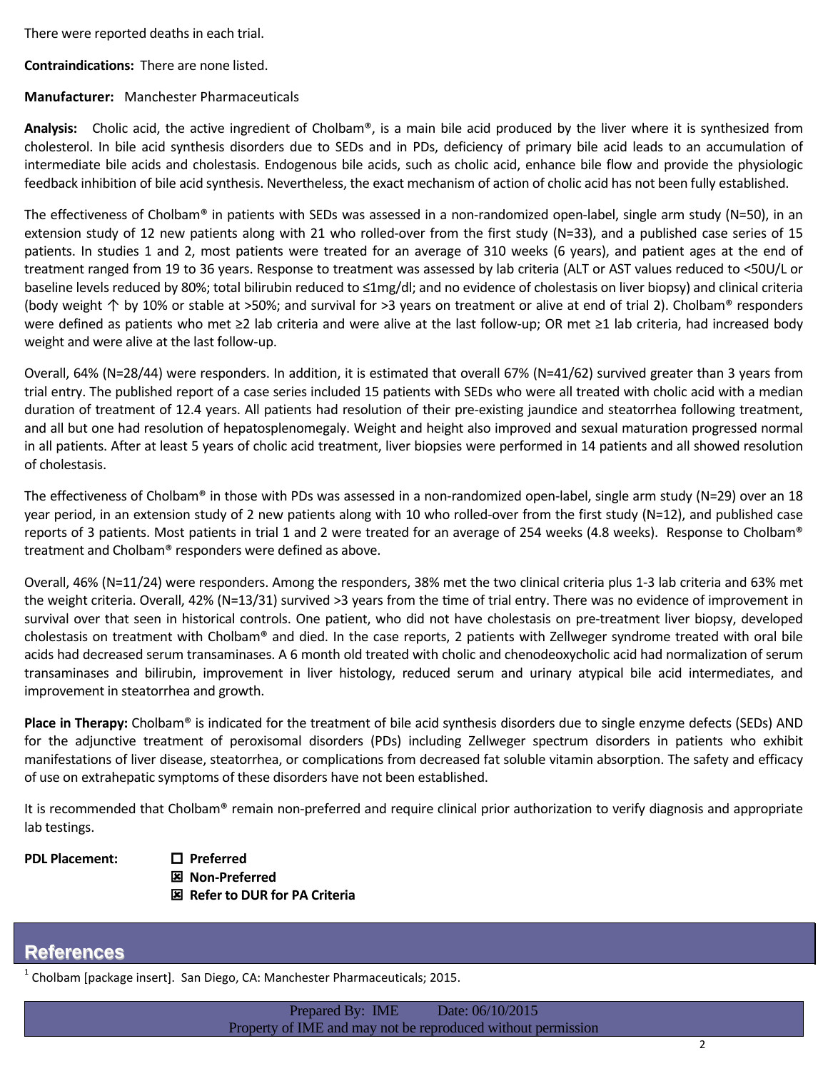There were reported deaths in each trial.

**Contraindications:** There are none listed.

**Manufacturer:** Manchester Pharmaceuticals

**Analysis:** Cholic acid, the active ingredient of Cholbam®, is a main bile acid produced by the liver where it is synthesized from cholesterol. In bile acid synthesis disorders due to SEDs and in PDs, deficiency of primary bile acid leads to an accumulation of intermediate bile acids and cholestasis. Endogenous bile acids, such as cholic acid, enhance bile flow and provide the physiologic feedback inhibition of bile acid synthesis. Nevertheless, the exact mechanism of action of cholic acid has not been fully established.

The effectiveness of Cholbam® in patients with SEDs was assessed in a non-randomized open-label, single arm study (N=50), in an extension study of 12 new patients along with 21 who rolled-over from the first study (N=33), and a published case series of 15 patients. In studies 1 and 2, most patients were treated for an average of 310 weeks (6 years), and patient ages at the end of treatment ranged from 19 to 36 years. Response to treatment was assessed by lab criteria (ALT or AST values reduced to <50U/L or baseline levels reduced by 80%; total bilirubin reduced to ≤1mg/dl; and no evidence of cholestasis on liver biopsy) and clinical criteria (body weight ↑ by 10% or stable at >50%; and survival for >3 years on treatment or alive at end of trial 2). Cholbam® responders were defined as patients who met ≥2 lab criteria and were alive at the last follow-up; OR met ≥1 lab criteria, had increased body weight and were alive at the last follow-up.

Overall, 64% (N=28/44) were responders. In addition, it is estimated that overall 67% (N=41/62) survived greater than 3 years from trial entry. The published report of a case series included 15 patients with SEDs who were all treated with cholic acid with a median duration of treatment of 12.4 years. All patients had resolution of their pre-existing jaundice and steatorrhea following treatment, and all but one had resolution of hepatosplenomegaly. Weight and height also improved and sexual maturation progressed normal in all patients. After at least 5 years of cholic acid treatment, liver biopsies were performed in 14 patients and all showed resolution of cholestasis.

The effectiveness of Cholbam® in those with PDs was assessed in a non-randomized open-label, single arm study (N=29) over an 18 year period, in an extension study of 2 new patients along with 10 who rolled-over from the first study (N=12), and published case reports of 3 patients. Most patients in trial 1 and 2 were treated for an average of 254 weeks (4.8 weeks). Response to Cholbam® treatment and Cholbam® responders were defined as above.

Overall, 46% (N=11/24) were responders. Among the responders, 38% met the two clinical criteria plus 1-3 lab criteria and 63% met the weight criteria. Overall, 42% (N=13/31) survived >3 years from the time of trial entry. There was no evidence of improvement in survival over that seen in historical controls. One patient, who did not have cholestasis on pre-treatment liver biopsy, developed cholestasis on treatment with Cholbam® and died. In the case reports, 2 patients with Zellweger syndrome treated with oral bile acids had decreased serum transaminases. A 6 month old treated with cholic and chenodeoxycholic acid had normalization of serum transaminases and bilirubin, improvement in liver histology, reduced serum and urinary atypical bile acid intermediates, and improvement in steatorrhea and growth.

**Place in Therapy:** Cholbam® is indicated for the treatment of bile acid synthesis disorders due to single enzyme defects (SEDs) AND for the adjunctive treatment of peroxisomal disorders (PDs) including Zellweger spectrum disorders in patients who exhibit manifestations of liver disease, steatorrhea, or complications from decreased fat soluble vitamin absorption. The safety and efficacy of use on extrahepatic symptoms of these disorders have not been established.

It is recommended that Cholbam® remain non-preferred and require clinical prior authorization to verify diagnosis and appropriate lab testings.

**PDL Placement:**
- ☐ **Preferred**
- ☒ **Non-Preferred**
- ☒ **Refer to DUR for PA Criteria**

## References

[1] Cholbam [package insert]. San Diego, CA: Manchester Pharmaceuticals; 2015.

Prepared By: IME Date: 06/10/2015
Property of IME and may not be reproduced without permission